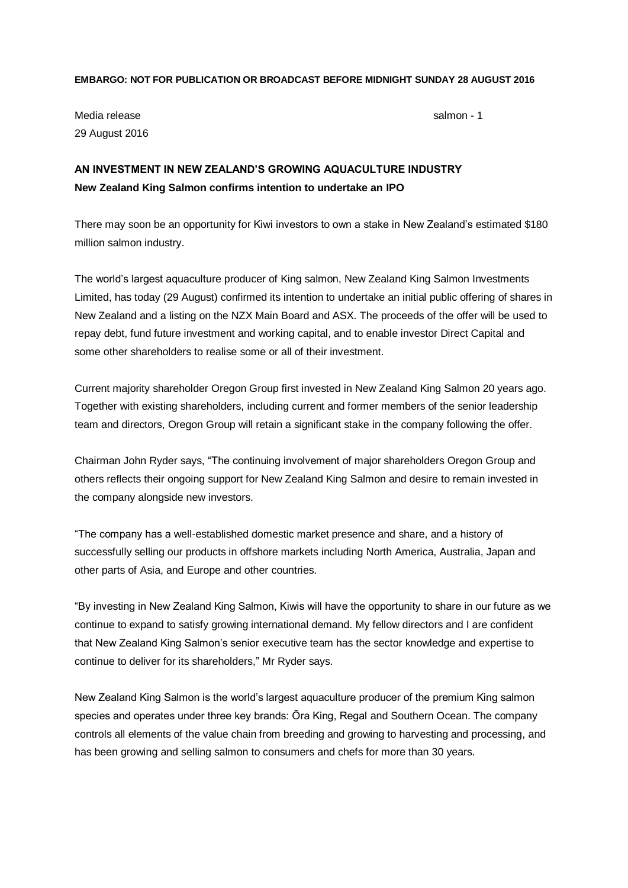**EMBARGO: NOT FOR PUBLICATION OR BROADCAST BEFORE MIDNIGHT SUNDAY 28 AUGUST 2016**

Media release salmon - 1

29 August 2016

## AN INVESTMENT IN NEW ZEALAND'S GROWING AQUACULTURE INDUSTRY

**New Zealand King Salmon confirms intention to undertake an IPO**

There may soon be an opportunity for Kiwi investors to own a stake in New Zealand's estimated $180 million salmon industry.

The world's largest aquaculture producer of King salmon, New Zealand King Salmon Investments Limited, has today (29 August) confirmed its intention to undertake an initial public offering of shares in New Zealand and a listing on the NZX Main Board and ASX. The proceeds of the offer will be used to repay debt, fund future investment and working capital, and to enable investor Direct Capital and some other shareholders to realise some or all of their investment.

Current majority shareholder Oregon Group first invested in New Zealand King Salmon 20 years ago. Together with existing shareholders, including current and former members of the senior leadership team and directors, Oregon Group will retain a significant stake in the company following the offer.

Chairman John Ryder says, "The continuing involvement of major shareholders Oregon Group and others reflects their ongoing support for New Zealand King Salmon and desire to remain invested in the company alongside new investors.

"The company has a well-established domestic market presence and share, and a history of successfully selling our products in offshore markets including North America, Australia, Japan and other parts of Asia, and Europe and other countries.

"By investing in New Zealand King Salmon, Kiwis will have the opportunity to share in our future as we continue to expand to satisfy growing international demand. My fellow directors and I are confident that New Zealand King Salmon's senior executive team has the sector knowledge and expertise to continue to deliver for its shareholders," Mr Ryder says.

New Zealand King Salmon is the world's largest aquaculture producer of the premium King salmon species and operates under three key brands: Ōra King, Regal and Southern Ocean. The company controls all elements of the value chain from breeding and growing to harvesting and processing, and has been growing and selling salmon to consumers and chefs for more than 30 years.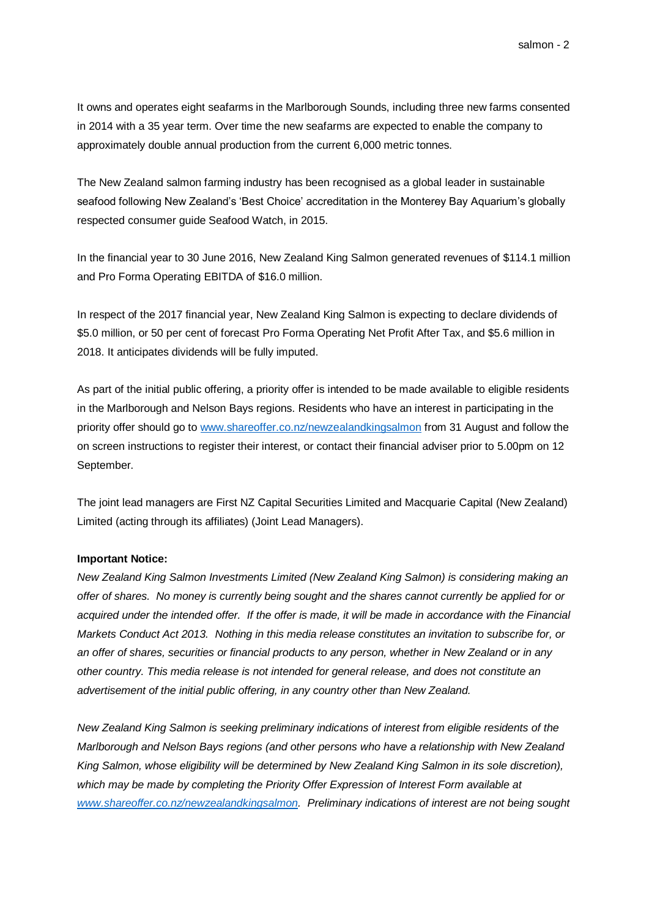It owns and operates eight seafarms in the Marlborough Sounds, including three new farms consented in 2014 with a 35 year term. Over time the new seafarms are expected to enable the company to approximately double annual production from the current 6,000 metric tonnes.

The New Zealand salmon farming industry has been recognised as a global leader in sustainable seafood following New Zealand's 'Best Choice' accreditation in the Monterey Bay Aquarium's globally respected consumer guide Seafood Watch, in 2015.

In the financial year to 30 June 2016, New Zealand King Salmon generated revenues of $114.1 million and Pro Forma Operating EBITDA of $16.0 million.

In respect of the 2017 financial year, New Zealand King Salmon is expecting to declare dividends of $5.0 million, or 50 per cent of forecast Pro Forma Operating Net Profit After Tax, and $5.6 million in 2018. It anticipates dividends will be fully imputed.

As part of the initial public offering, a priority offer is intended to be made available to eligible residents in the Marlborough and Nelson Bays regions. Residents who have an interest in participating in the priority offer should go to [www.shareoffer.co.nz/newzealandkingsalmon](http://www.shareoffer.co.nz/newzealandkingsalmon) from 31 August and follow the on screen instructions to register their interest, or contact their financial adviser prior to 5.00pm on 12 September.

The joint lead managers are First NZ Capital Securities Limited and Macquarie Capital (New Zealand) Limited (acting through its affiliates) (Joint Lead Managers).

**Important Notice:**

*New Zealand King Salmon Investments Limited (New Zealand King Salmon) is considering making an offer of shares. No money is currently being sought and the shares cannot currently be applied for or acquired under the intended offer. If the offer is made, it will be made in accordance with the Financial Markets Conduct Act 2013. Nothing in this media release constitutes an invitation to subscribe for, or an offer of shares, securities or financial products to any person, whether in New Zealand or in any other country. This media release is not intended for general release, and does not constitute an advertisement of the initial public offering, in any country other than New Zealand.*

*New Zealand King Salmon is seeking preliminary indications of interest from eligible residents of the Marlborough and Nelson Bays regions (and other persons who have a relationship with New Zealand King Salmon, whose eligibility will be determined by New Zealand King Salmon in its sole discretion), which may be made by completing the Priority Offer Expression of Interest Form available at [www.shareoffer.co.nz/newzealandkingsalmon](http://www.shareoffer.co.nz/newzealandkingsalmon). Preliminary indications of interest are not being sought*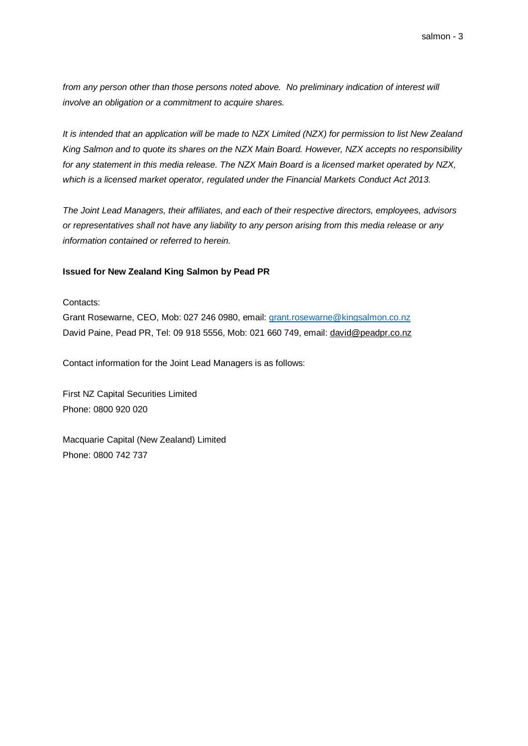*from any person other than those persons noted above. No preliminary indication of interest will involve an obligation or a commitment to acquire shares.*

*It is intended that an application will be made to NZX Limited (NZX) for permission to list New Zealand King Salmon and to quote its shares on the NZX Main Board. However, NZX accepts no responsibility for any statement in this media release. The NZX Main Board is a licensed market operated by NZX, which is a licensed market operator, regulated under the Financial Markets Conduct Act 2013.*

*The Joint Lead Managers, their affiliates, and each of their respective directors, employees, advisors or representatives shall not have any liability to any person arising from this media release or any information contained or referred to herein.*

**Issued for New Zealand King Salmon by Pead PR**

Contacts:
Grant Rosewarne, CEO, Mob: 027 246 0980, email: grant.rosewarne@kingsalmon.co.nz
David Paine, Pead PR, Tel: 09 918 5556, Mob: 021 660 749, email: david@peadpr.co.nz

Contact information for the Joint Lead Managers is as follows:

First NZ Capital Securities Limited
Phone: 0800 920 020

Macquarie Capital (New Zealand) Limited
Phone: 0800 742 737